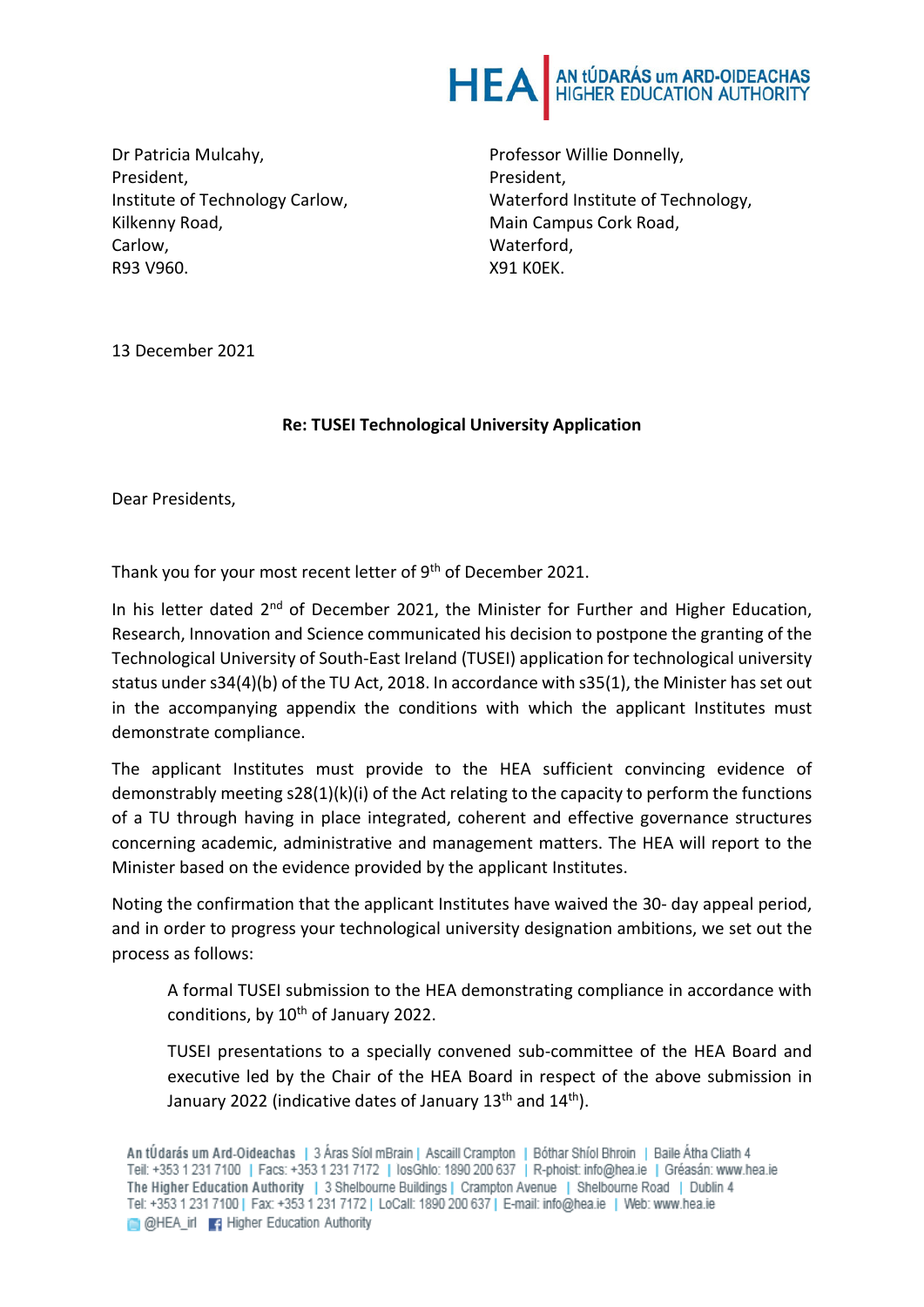HEA | AN tÚDARÁS um ARD-OIDEACHAS HIGHER EDUCATION AUTHORITY

Dr Patricia Mulcahy,
President,
Institute of Technology Carlow,
Kilkenny Road,
Carlow,
R93 V960.

Professor Willie Donnelly,
President,
Waterford Institute of Technology,
Main Campus Cork Road,
Waterford,
X91 K0EK.

13 December 2021

**Re: TUSEI Technological University Application**

Dear Presidents,

Thank you for your most recent letter of 9th of December 2021.

In his letter dated 2nd of December 2021, the Minister for Further and Higher Education, Research, Innovation and Science communicated his decision to postpone the granting of the Technological University of South-East Ireland (TUSEI) application for technological university status under s34(4)(b) of the TU Act, 2018. In accordance with s35(1), the Minister has set out in the accompanying appendix the conditions with which the applicant Institutes must demonstrate compliance.

The applicant Institutes must provide to the HEA sufficient convincing evidence of demonstrably meeting s28(1)(k)(i) of the Act relating to the capacity to perform the functions of a TU through having in place integrated, coherent and effective governance structures concerning academic, administrative and management matters. The HEA will report to the Minister based on the evidence provided by the applicant Institutes.

Noting the confirmation that the applicant Institutes have waived the 30- day appeal period, and in order to progress your technological university designation ambitions, we set out the process as follows:

> A formal TUSEI submission to the HEA demonstrating compliance in accordance with conditions, by 10th of January 2022.
>
> TUSEI presentations to a specially convened sub-committee of the HEA Board and executive led by the Chair of the HEA Board in respect of the above submission in January 2022 (indicative dates of January 13th and 14th).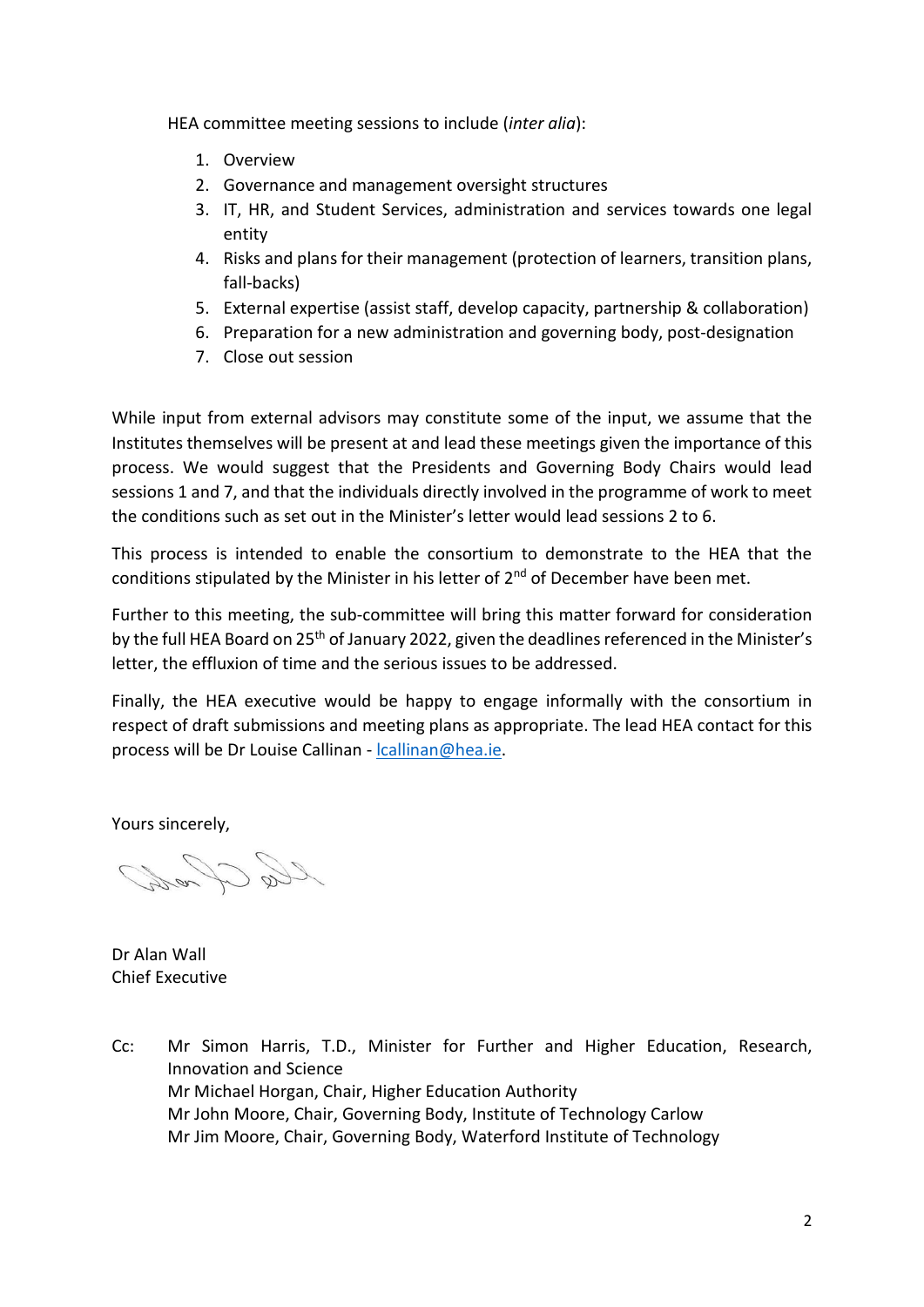HEA committee meeting sessions to include (*inter alia*):

1. Overview
2. Governance and management oversight structures
3. IT, HR, and Student Services, administration and services towards one legal entity
4. Risks and plans for their management (protection of learners, transition plans, fall-backs)
5. External expertise (assist staff, develop capacity, partnership & collaboration)
6. Preparation for a new administration and governing body, post-designation
7. Close out session

While input from external advisors may constitute some of the input, we assume that the Institutes themselves will be present at and lead these meetings given the importance of this process. We would suggest that the Presidents and Governing Body Chairs would lead sessions 1 and 7, and that the individuals directly involved in the programme of work to meet the conditions such as set out in the Minister's letter would lead sessions 2 to 6.

This process is intended to enable the consortium to demonstrate to the HEA that the conditions stipulated by the Minister in his letter of 2nd of December have been met.

Further to this meeting, the sub-committee will bring this matter forward for consideration by the full HEA Board on 25th of January 2022, given the deadlines referenced in the Minister's letter, the effluxion of time and the serious issues to be addressed.

Finally, the HEA executive would be happy to engage informally with the consortium in respect of draft submissions and meeting plans as appropriate. The lead HEA contact for this process will be Dr Louise Callinan - lcallinan@hea.ie.

Yours sincerely,

Dr Alan Wall
Chief Executive

Cc: Mr Simon Harris, T.D., Minister for Further and Higher Education, Research, Innovation and Science
Mr Michael Horgan, Chair, Higher Education Authority
Mr John Moore, Chair, Governing Body, Institute of Technology Carlow
Mr Jim Moore, Chair, Governing Body, Waterford Institute of Technology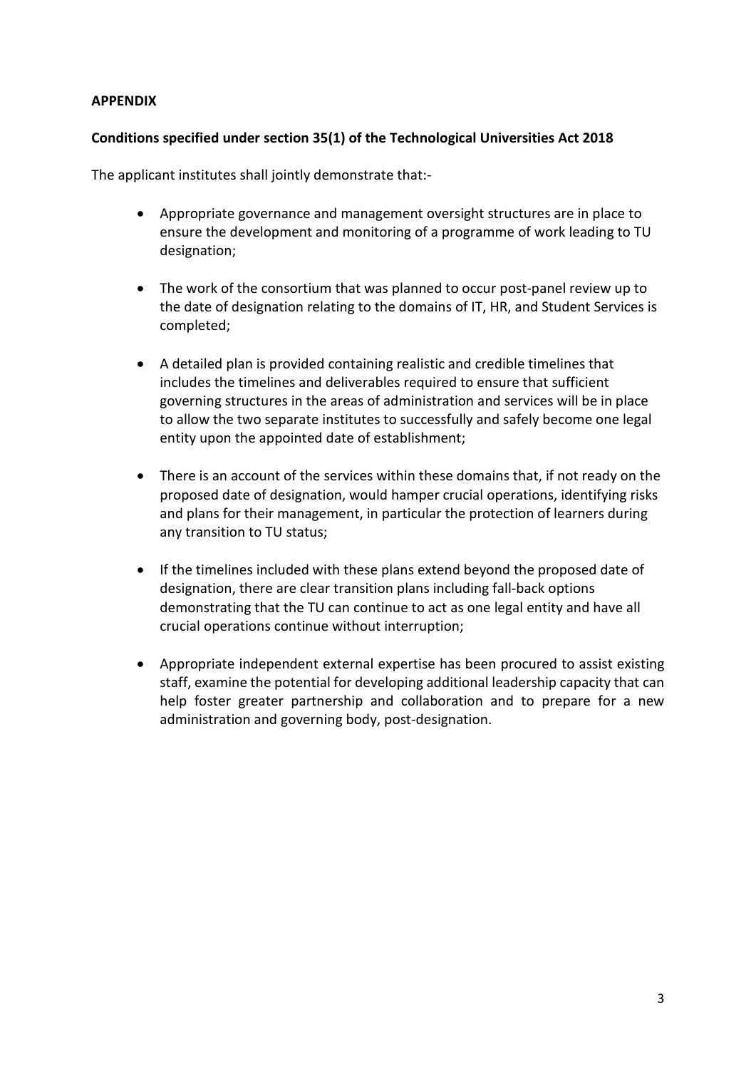**APPENDIX**

**Conditions specified under section 35(1) of the Technological Universities Act 2018**

The applicant institutes shall jointly demonstrate that:-

- Appropriate governance and management oversight structures are in place to ensure the development and monitoring of a programme of work leading to TU designation;
- The work of the consortium that was planned to occur post-panel review up to the date of designation relating to the domains of IT, HR, and Student Services is completed;
- A detailed plan is provided containing realistic and credible timelines that includes the timelines and deliverables required to ensure that sufficient governing structures in the areas of administration and services will be in place to allow the two separate institutes to successfully and safely become one legal entity upon the appointed date of establishment;
- There is an account of the services within these domains that, if not ready on the proposed date of designation, would hamper crucial operations, identifying risks and plans for their management, in particular the protection of learners during any transition to TU status;
- If the timelines included with these plans extend beyond the proposed date of designation, there are clear transition plans including fall-back options demonstrating that the TU can continue to act as one legal entity and have all crucial operations continue without interruption;
- Appropriate independent external expertise has been procured to assist existing staff, examine the potential for developing additional leadership capacity that can help foster greater partnership and collaboration and to prepare for a new administration and governing body, post-designation.